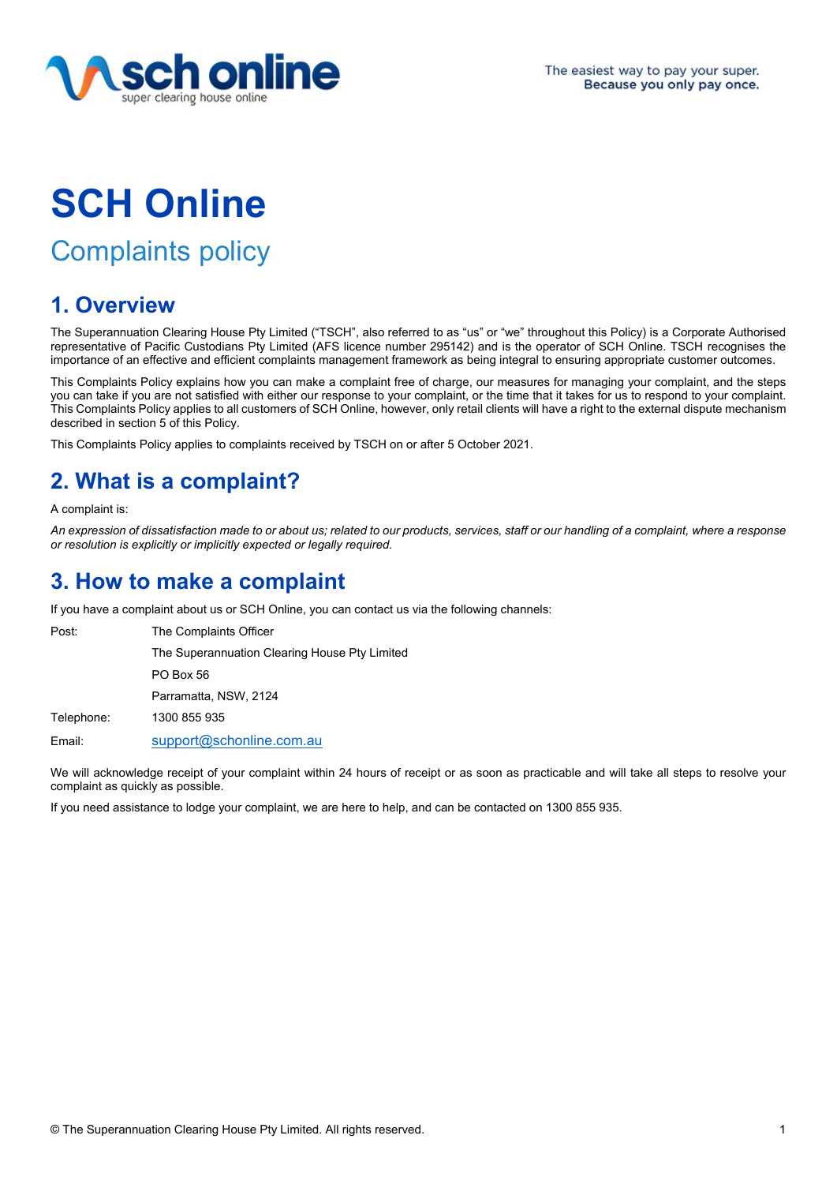# SCH Online

## Complaints policy

## 1. Overview

The Superannuation Clearing House Pty Limited ("TSCH", also referred to as "us" or "we" throughout this Policy) is a Corporate Authorised representative of Pacific Custodians Pty Limited (AFS licence number 295142) and is the operator of SCH Online. TSCH recognises the importance of an effective and efficient complaints management framework as being integral to ensuring appropriate customer outcomes.

This Complaints Policy explains how you can make a complaint free of charge, our measures for managing your complaint, and the steps you can take if you are not satisfied with either our response to your complaint, or the time that it takes for us to respond to your complaint. This Complaints Policy applies to all customers of SCH Online, however, only retail clients will have a right to the external dispute mechanism described in section 5 of this Policy.

This Complaints Policy applies to complaints received by TSCH on or after 5 October 2021.

## 2. What is a complaint?

A complaint is:

*An expression of dissatisfaction made to or about us; related to our products, services, staff or our handling of a complaint, where a response or resolution is explicitly or implicitly expected or legally required.*

## 3. How to make a complaint

If you have a complaint about us or SCH Online, you can contact us via the following channels:

| | |
|---|---|
| Post: | The Complaints Officer<br>The Superannuation Clearing House Pty Limited<br>PO Box 56<br>Parramatta, NSW, 2124 |
| Telephone: | 1300 855 935 |
| Email: | support@schonline.com.au |

We will acknowledge receipt of your complaint within 24 hours of receipt or as soon as practicable and will take all steps to resolve your complaint as quickly as possible.

If you need assistance to lodge your complaint, we are here to help, and can be contacted on 1300 855 935.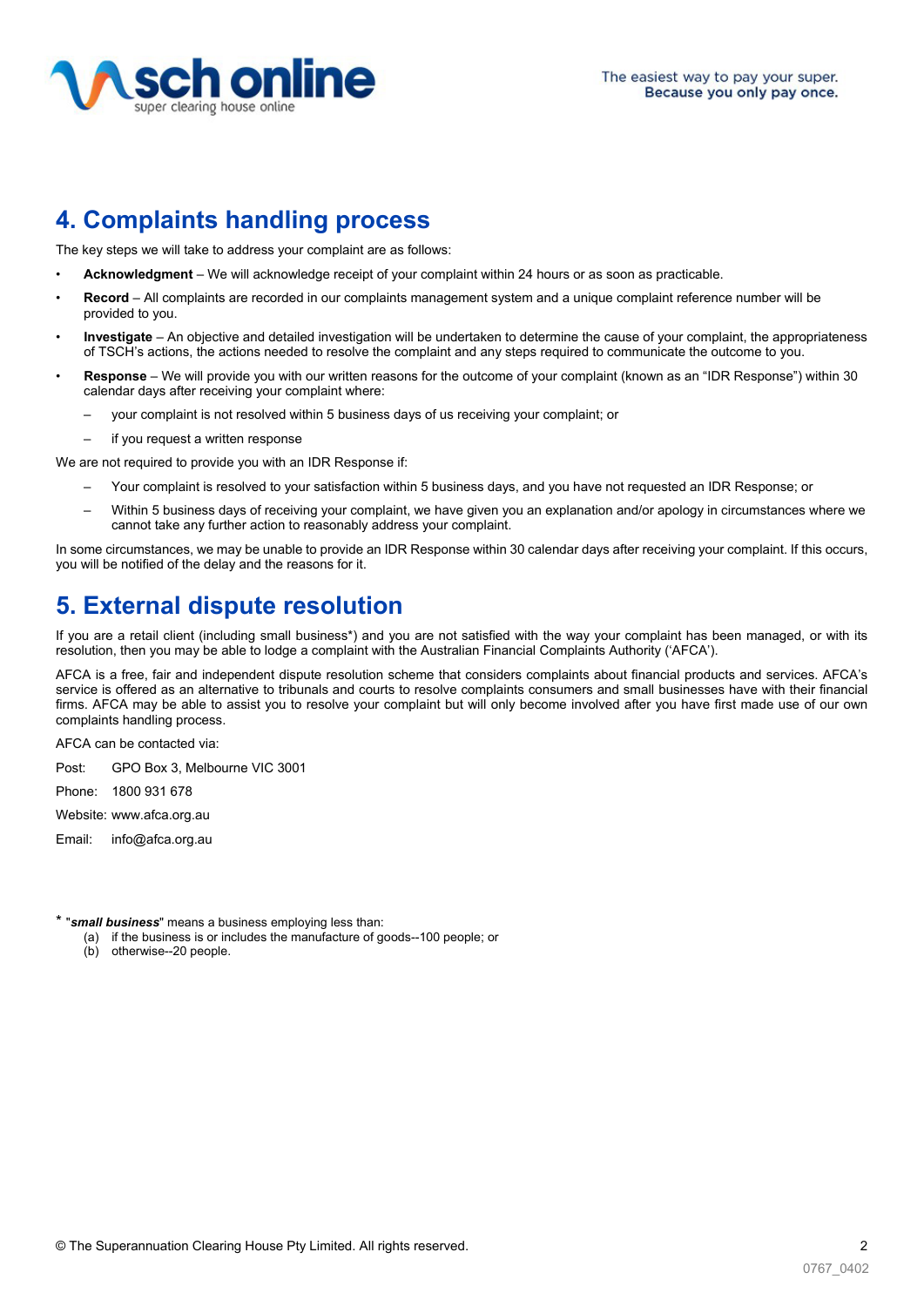## 4. Complaints handling process

The key steps we will take to address your complaint are as follows:

- **Acknowledgment** – We will acknowledge receipt of your complaint within 24 hours or as soon as practicable.
- **Record** – All complaints are recorded in our complaints management system and a unique complaint reference number will be provided to you.
- **Investigate** – An objective and detailed investigation will be undertaken to determine the cause of your complaint, the appropriateness of TSCH's actions, the actions needed to resolve the complaint and any steps required to communicate the outcome to you.
- **Response** – We will provide you with our written reasons for the outcome of your complaint (known as an "IDR Response") within 30 calendar days after receiving your complaint where:
  - your complaint is not resolved within 5 business days of us receiving your complaint; or
  - if you request a written response

We are not required to provide you with an IDR Response if:

- Your complaint is resolved to your satisfaction within 5 business days, and you have not requested an IDR Response; or
- Within 5 business days of receiving your complaint, we have given you an explanation and/or apology in circumstances where we cannot take any further action to reasonably address your complaint.

In some circumstances, we may be unable to provide an IDR Response within 30 calendar days after receiving your complaint. If this occurs, you will be notified of the delay and the reasons for it.

## 5. External dispute resolution

If you are a retail client (including small business*) and you are not satisfied with the way your complaint has been managed, or with its resolution, then you may be able to lodge a complaint with the Australian Financial Complaints Authority ('AFCA').

AFCA is a free, fair and independent dispute resolution scheme that considers complaints about financial products and services. AFCA's service is offered as an alternative to tribunals and courts to resolve complaints consumers and small businesses have with their financial firms. AFCA may be able to assist you to resolve your complaint but will only become involved after you have first made use of our own complaints handling process.

AFCA can be contacted via:

Post: GPO Box 3, Melbourne VIC 3001

Phone: 1800 931 678

Website: www.afca.org.au

Email: info@afca.org.au

* "***small business***" means a business employing less than:
(a) if the business is or includes the manufacture of goods--100 people; or
(b) otherwise--20 people.

© The Superannuation Clearing House Pty Limited. All rights reserved.

0767_0402